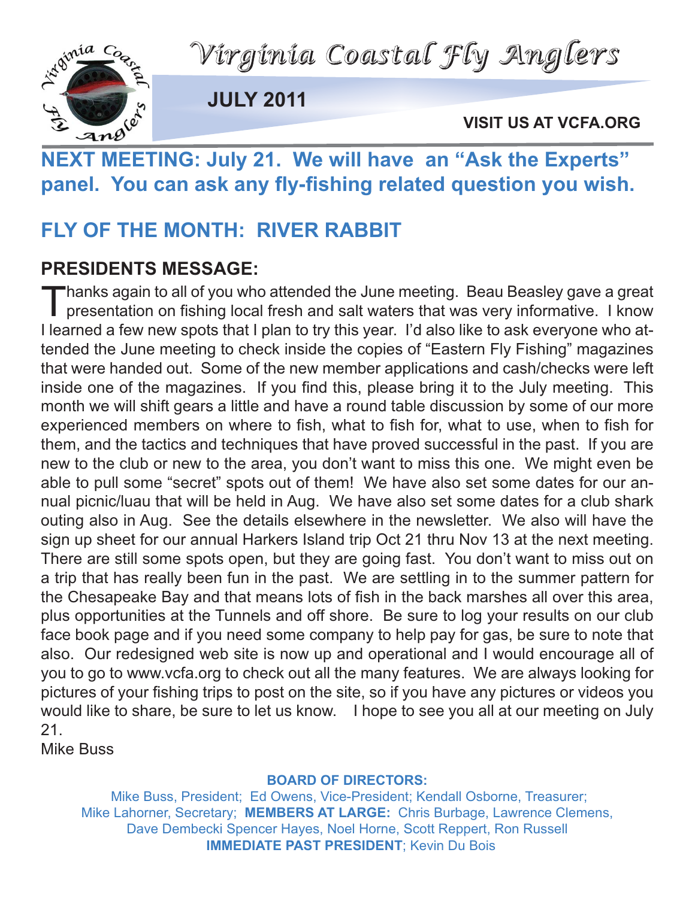# Virginia Coastal Fly Anglers

**JULY 2011**

**VISIT US AT VCFA.ORG**

## NEXT MEETING: July 21. We will have an "Ask the Experts" panel. You can ask any fly-fishing related question you wish.

## FLY OF THE MONTH: RIVER RABBIT

### PRESIDENTS MESSAGE:

Thanks again to all of you who attended the June meeting. Beau Beasley gave a great presentation on fishing local fresh and salt waters that was very informative. I know I learned a few new spots that I plan to try this year. I'd also like to ask everyone who attended the June meeting to check inside the copies of "Eastern Fly Fishing" magazines that were handed out. Some of the new member applications and cash/checks were left inside one of the magazines. If you find this, please bring it to the July meeting. This month we will shift gears a little and have a round table discussion by some of our more experienced members on where to fish, what to fish for, what to use, when to fish for them, and the tactics and techniques that have proved successful in the past. If you are new to the club or new to the area, you don't want to miss this one. We might even be able to pull some "secret" spots out of them! We have also set some dates for our annual picnic/luau that will be held in Aug. We have also set some dates for a club shark outing also in Aug. See the details elsewhere in the newsletter. We also will have the sign up sheet for our annual Harkers Island trip Oct 21 thru Nov 13 at the next meeting. There are still some spots open, but they are going fast. You don't want to miss out on a trip that has really been fun in the past. We are settling in to the summer pattern for the Chesapeake Bay and that means lots of fish in the back marshes all over this area, plus opportunities at the Tunnels and off shore. Be sure to log your results on our club face book page and if you need some company to help pay for gas, be sure to note that also. Our redesigned web site is now up and operational and I would encourage all of you to go to www.vcfa.org to check out all the many features. We are always looking for pictures of your fishing trips to post on the site, so if you have any pictures or videos you would like to share, be sure to let us know. I hope to see you all at our meeting on July 21.

Mike Buss

**BOARD OF DIRECTORS:**

Mike Buss, President; Ed Owens, Vice-President; Kendall Osborne, Treasurer; Mike Lahorner, Secretary; **MEMBERS AT LARGE:** Chris Burbage, Lawrence Clemens, Dave Dembecki Spencer Hayes, Noel Horne, Scott Reppert, Ron Russell
**IMMEDIATE PAST PRESIDENT**; Kevin Du Bois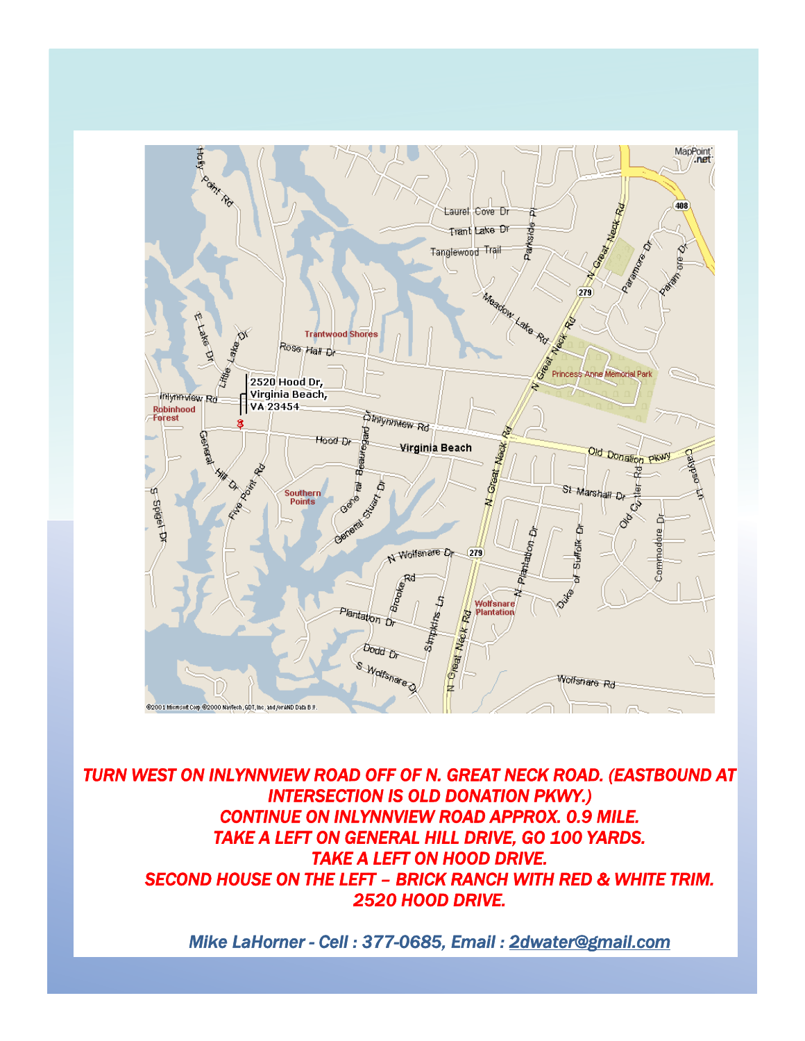*TURN WEST ON INLYNNVIEW ROAD OFF OF N. GREAT NECK ROAD. (EASTBOUND AT INTERSECTION IS OLD DONATION PKWY.)*
*CONTINUE ON INLYNNVIEW ROAD APPROX. 0.9 MILE.*
*TAKE A LEFT ON GENERAL HILL DRIVE, GO 100 YARDS.*
*TAKE A LEFT ON HOOD DRIVE.*
*SECOND HOUSE ON THE LEFT – BRICK RANCH WITH RED & WHITE TRIM.*
*2520 HOOD DRIVE.*

*Mike LaHorner - Cell : 377-0685, Email : 2dwater@gmail.com*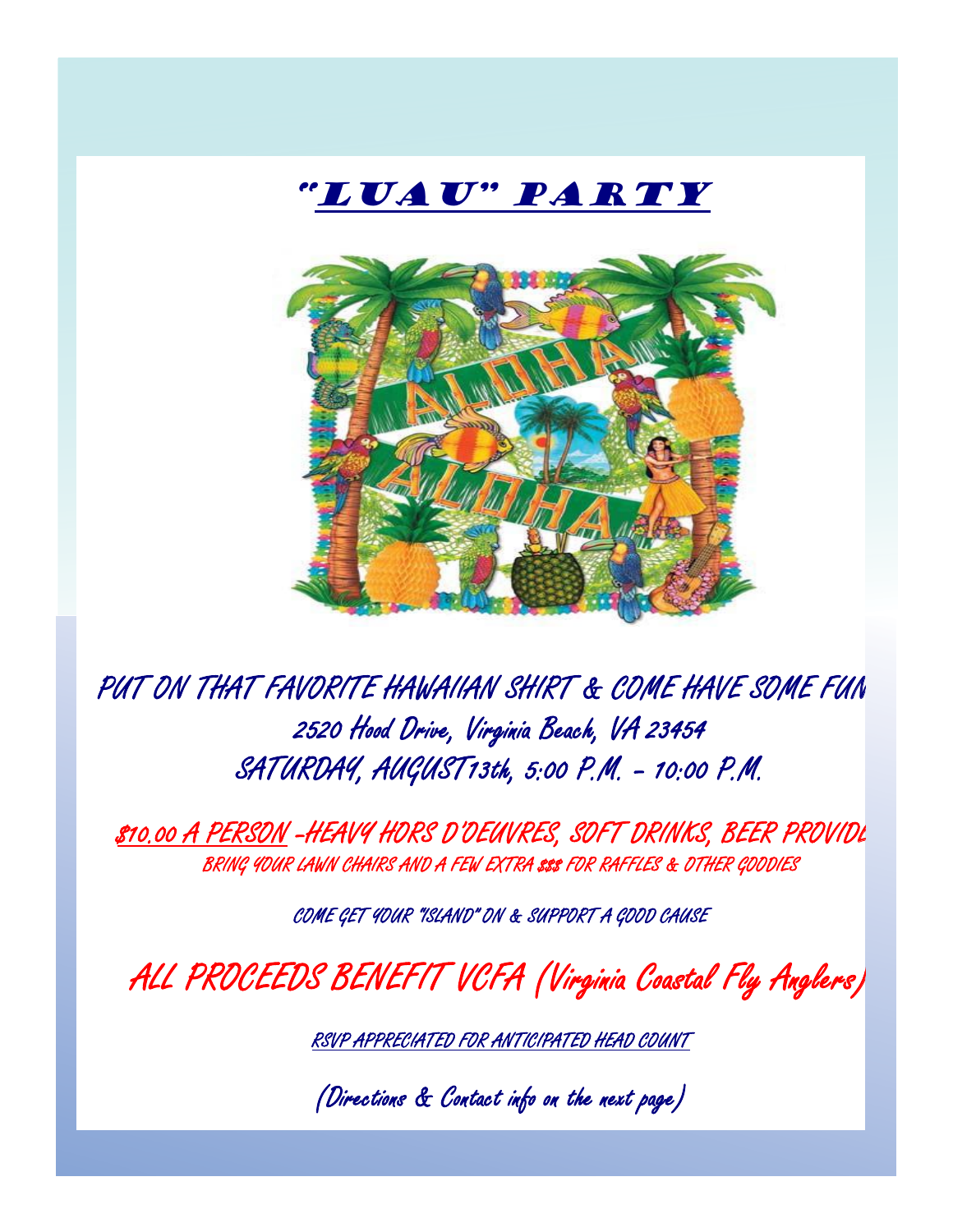# "LUAU" PARTY

PUT ON THAT FAVORITE HAWAIIAN SHIRT & COME HAVE SOME FUN

2520 Hood Drive, Virginia Beach, VA 23454

SATURDAY, AUGUST 13th, 5:00 P.M. - 10:00 P.M.

$10.00 A PERSON -HEAVY HORS D'OEUVRES, SOFT DRINKS, BEER PROVIDE

BRING YOUR LAWN CHAIRS AND A FEW EXTRA $$$ FOR RAFFLES & OTHER GOODIES

COME GET YOUR "ISLAND" ON & SUPPORT A GOOD CAUSE

ALL PROCEEDS BENEFIT VCFA (Virginia Coastal Fly Anglers)

RSVP APPRECIATED FOR ANTICIPATED HEAD COUNT

(Directions & Contact info on the next page)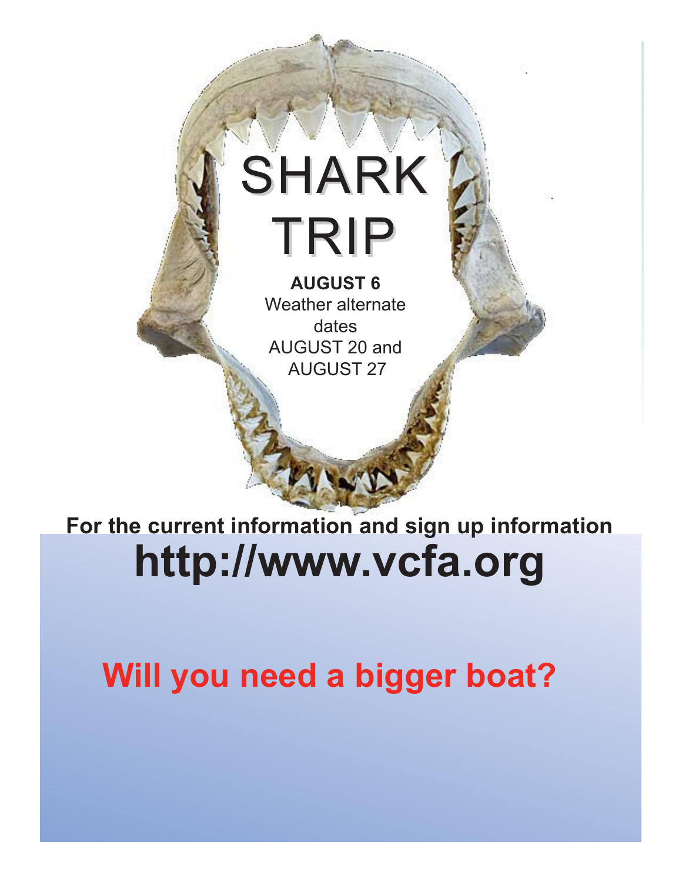# SHARK TRIP

**AUGUST 6**
Weather alternate dates
AUGUST 20 and
AUGUST 27

**For the current information and sign up information**

# http://www.vcfa.org

## Will you need a bigger boat?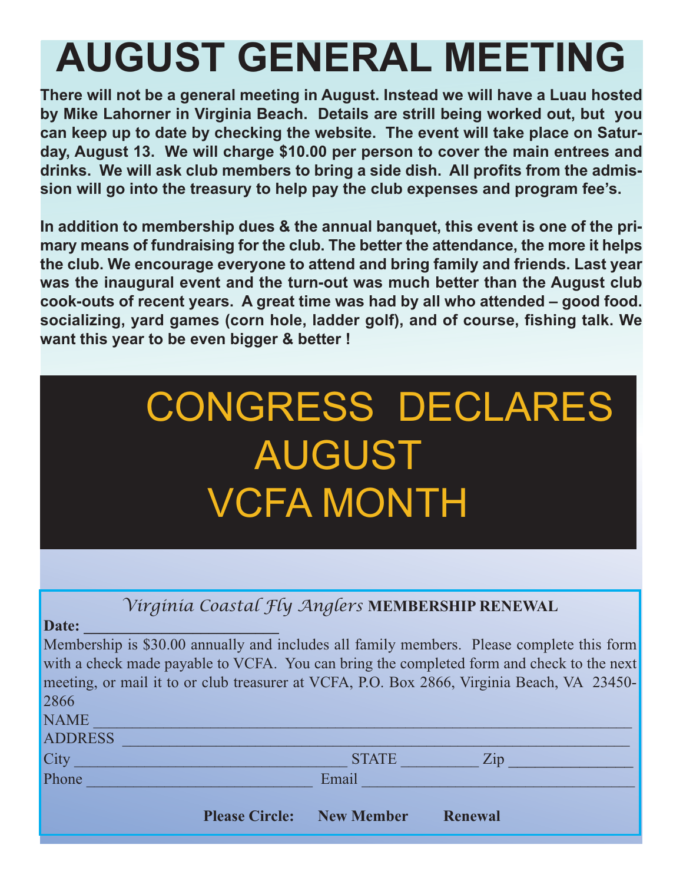# AUGUST GENERAL MEETING

**There will not be a general meeting in August. Instead we will have a Luau hosted by Mike Lahorner in Virginia Beach. Details are strill being worked out, but you can keep up to date by checking the website. The event will take place on Saturday, August 13. We will charge $10.00 per person to cover the main entrees and drinks. We will ask club members to bring a side dish. All profits from the admission will go into the treasury to help pay the club expenses and program fee's.**

**In addition to membership dues & the annual banquet, this event is one of the primary means of fundraising for the club. The better the attendance, the more it helps the club. We encourage everyone to attend and bring family and friends. Last year was the inaugural event and the turn-out was much better than the August club cook-outs of recent years. A great time was had by all who attended – good food. socializing, yard games (corn hole, ladder golf), and of course, fishing talk. We want this year to be even bigger & better !**

## CONGRESS DECLARES AUGUST VCFA MONTH

*Virginia Coastal Fly Anglers* **MEMBERSHIP RENEWAL**

**Date:** ______________________

Membership is $30.00 annually and includes all family members. Please complete this form with a check made payable to VCFA. You can bring the completed form and check to the next meeting, or mail it to or club treasurer at VCFA, P.O. Box 2866, Virginia Beach, VA 23450-2866

NAME ________________________________________________________________

ADDRESS _____________________________________________________________

City _______________________________ STATE _________ Zip _______________

Phone ___________________________ Email ________________________________

**Please Circle: New Member Renewal**